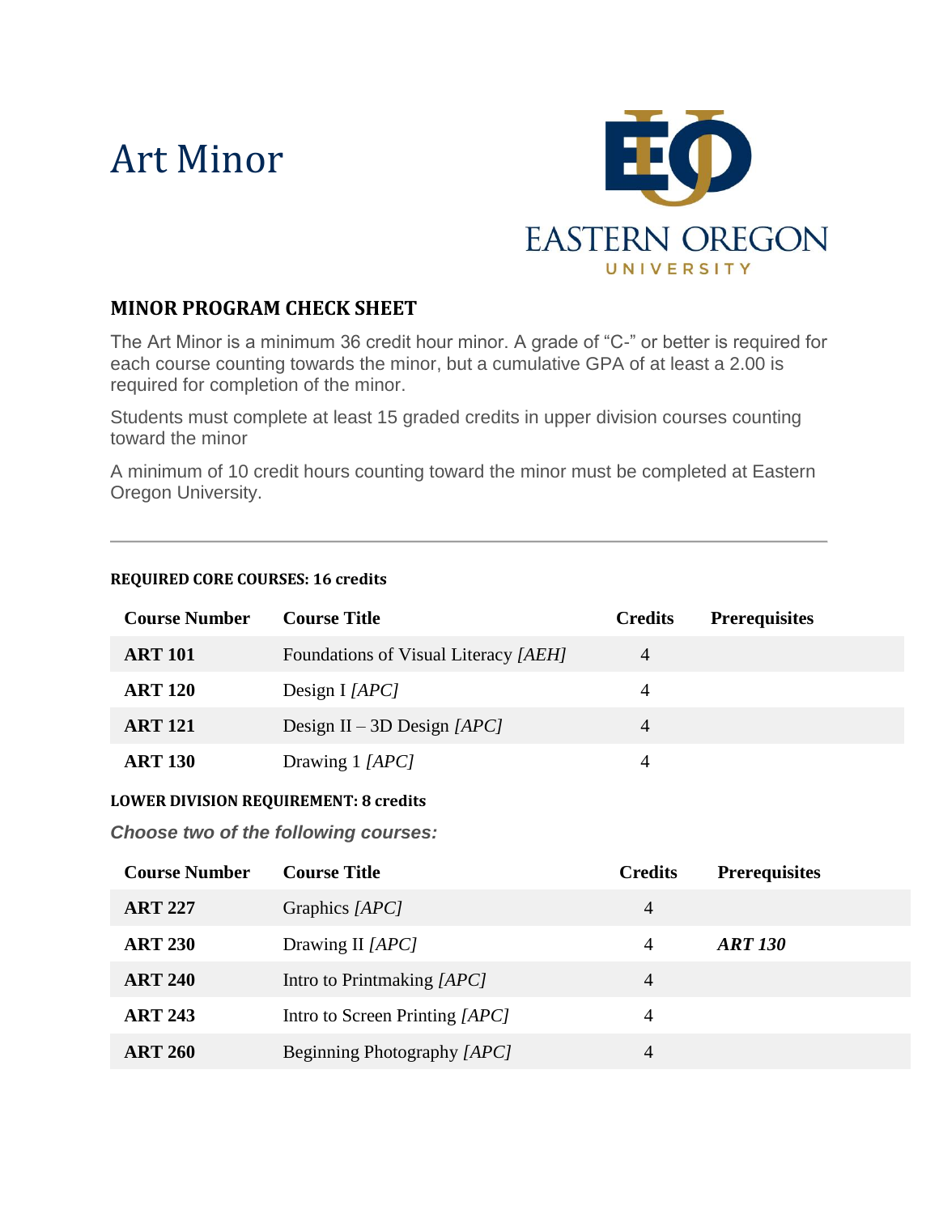# Art Minor

EASTERN OREGON UNIVERSITY

## MINOR PROGRAM CHECK SHEET

The Art Minor is a minimum 36 credit hour minor. A grade of "C-" or better is required for each course counting towards the minor, but a cumulative GPA of at least a 2.00 is required for completion of the minor.

Students must complete at least 15 graded credits in upper division courses counting toward the minor

A minimum of 10 credit hours counting toward the minor must be completed at Eastern Oregon University.

---

### REQUIRED CORE COURSES: 16 credits

| Course Number | Course Title | Credits | Prerequisites |
|---|---|---|---|
| **ART 101** | Foundations of Visual Literacy *[AEH]* | 4 | |
| **ART 120** | Design I *[APC]* | 4 | |
| **ART 121** | Design II – 3D Design *[APC]* | 4 | |
| **ART 130** | Drawing 1 *[APC]* | 4 | |

### LOWER DIVISION REQUIREMENT: 8 credits

***Choose two of the following courses:***

| Course Number | Course Title | Credits | Prerequisites |
|---|---|---|---|
| **ART 227** | Graphics *[APC]* | 4 | |
| **ART 230** | Drawing II *[APC]* | 4 | ***ART 130*** |
| **ART 240** | Intro to Printmaking *[APC]* | 4 | |
| **ART 243** | Intro to Screen Printing *[APC]* | 4 | |
| **ART 260** | Beginning Photography *[APC]* | 4 | |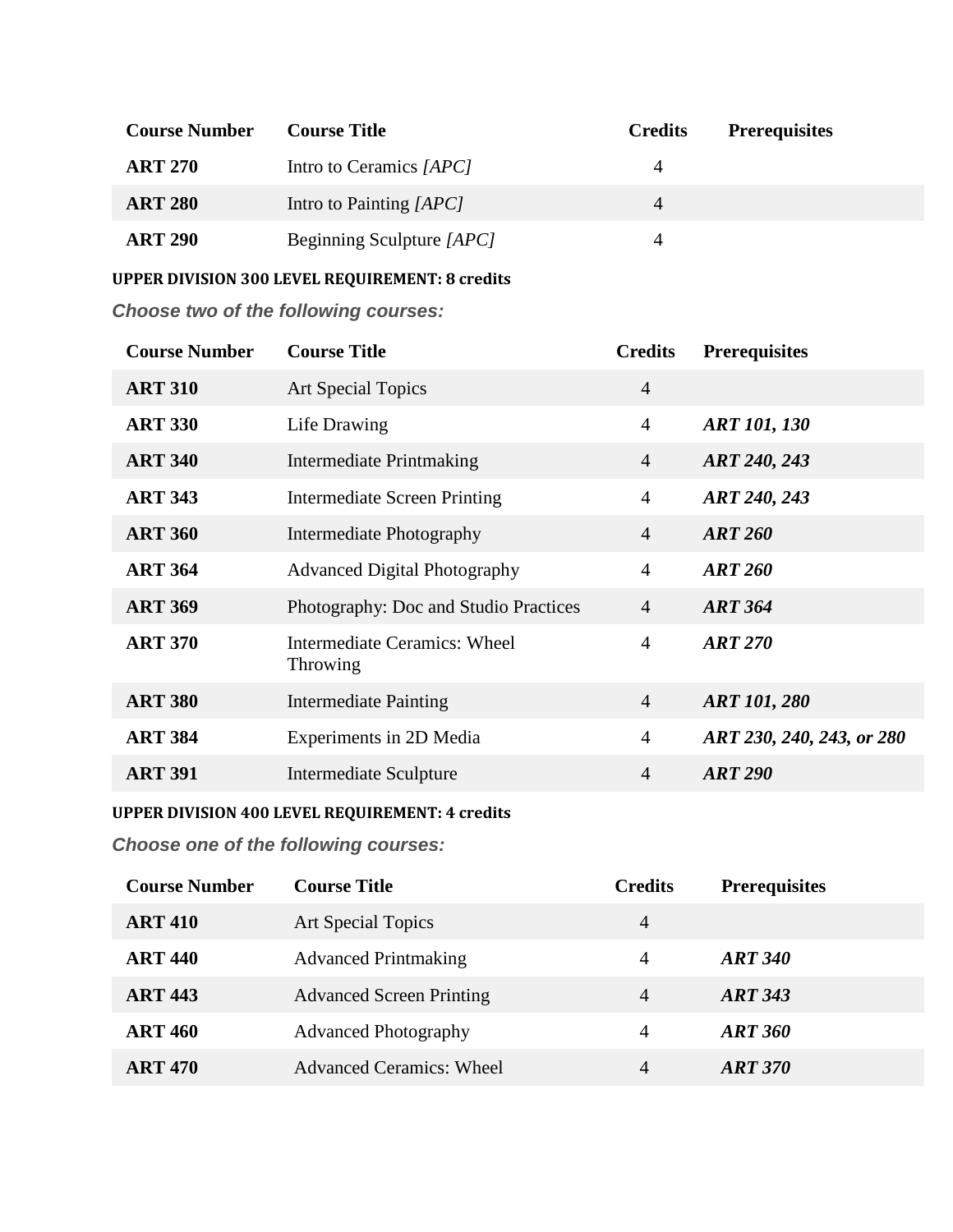| Course Number | Course Title | Credits | Prerequisites |
|---|---|---|---|
| **ART 270** | Intro to Ceramics *[APC]* | 4 | |
| **ART 280** | Intro to Painting *[APC]* | 4 | |
| **ART 290** | Beginning Sculpture *[APC]* | 4 | |

**UPPER DIVISION 300 LEVEL REQUIREMENT: 8 credits**

***Choose two of the following courses:***

| Course Number | Course Title | Credits | Prerequisites |
|---|---|---|---|
| **ART 310** | Art Special Topics | 4 | |
| **ART 330** | Life Drawing | 4 | ***ART 101, 130*** |
| **ART 340** | Intermediate Printmaking | 4 | ***ART 240, 243*** |
| **ART 343** | Intermediate Screen Printing | 4 | ***ART 240, 243*** |
| **ART 360** | Intermediate Photography | 4 | ***ART 260*** |
| **ART 364** | Advanced Digital Photography | 4 | ***ART 260*** |
| **ART 369** | Photography: Doc and Studio Practices | 4 | ***ART 364*** |
| **ART 370** | Intermediate Ceramics: Wheel Throwing | 4 | ***ART 270*** |
| **ART 380** | Intermediate Painting | 4 | ***ART 101, 280*** |
| **ART 384** | Experiments in 2D Media | 4 | ***ART 230, 240, 243, or 280*** |
| **ART 391** | Intermediate Sculpture | 4 | ***ART 290*** |

**UPPER DIVISION 400 LEVEL REQUIREMENT: 4 credits**

***Choose one of the following courses:***

| Course Number | Course Title | Credits | Prerequisites |
|---|---|---|---|
| **ART 410** | Art Special Topics | 4 | |
| **ART 440** | Advanced Printmaking | 4 | ***ART 340*** |
| **ART 443** | Advanced Screen Printing | 4 | ***ART 343*** |
| **ART 460** | Advanced Photography | 4 | ***ART 360*** |
| **ART 470** | Advanced Ceramics: Wheel | 4 | ***ART 370*** |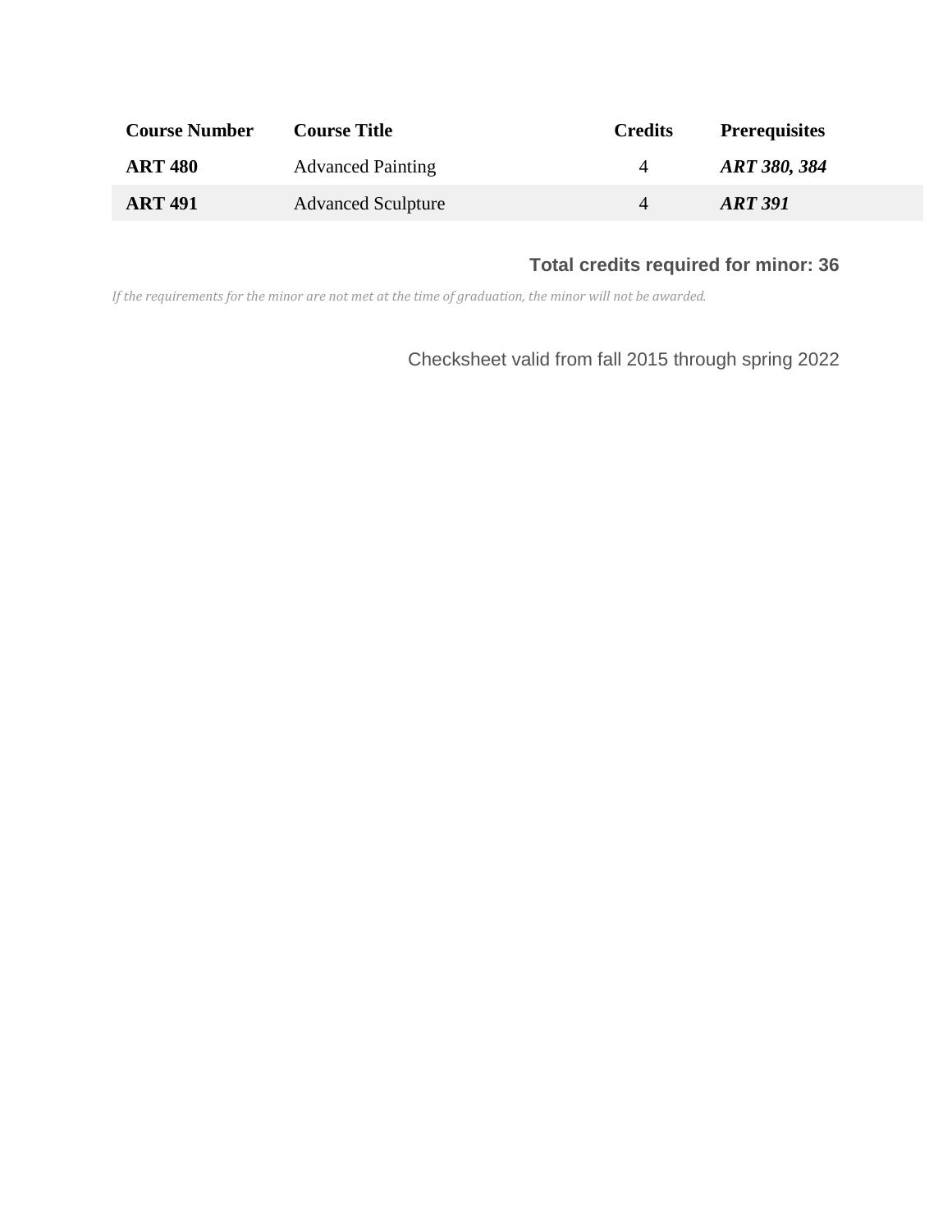| Course Number | Course Title | Credits | Prerequisites |
|---|---|---|---|
| **ART 480** | Advanced Painting | 4 | ***ART 380, 384*** |
| **ART 491** | Advanced Sculpture | 4 | ***ART 391*** |

**Total credits required for minor: 36**

*If the requirements for the minor are not met at the time of graduation, the minor will not be awarded.*

Checksheet valid from fall 2015 through spring 2022